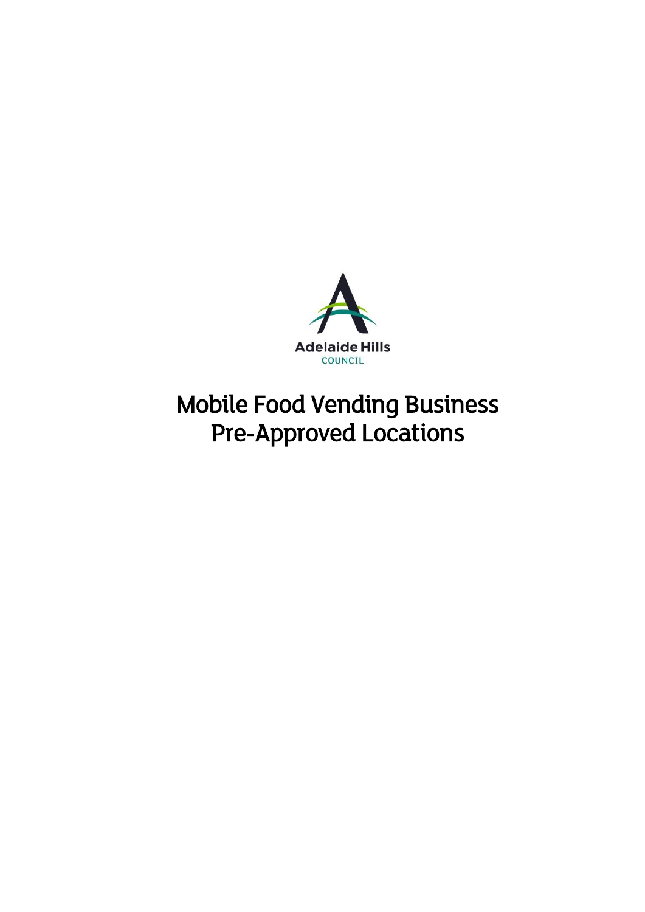Adelaide Hills
COUNCIL

# Mobile Food Vending Business Pre-Approved Locations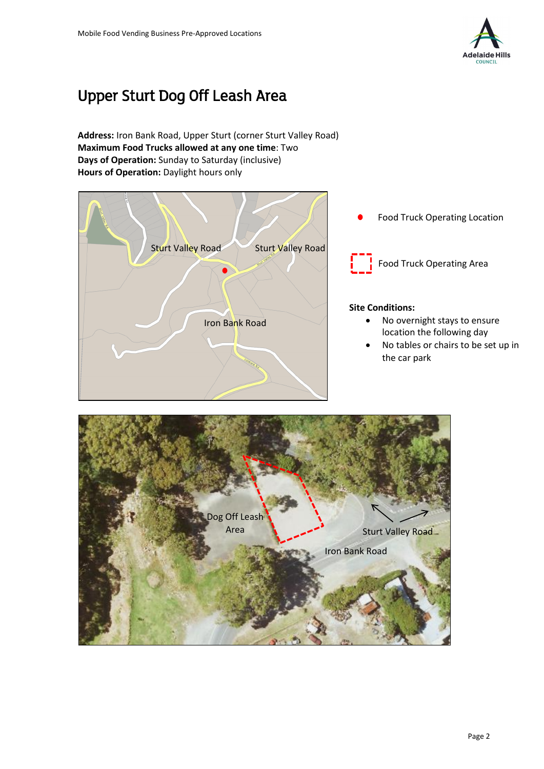# Upper Sturt Dog Off Leash Area

**Address:** Iron Bank Road, Upper Sturt (corner Sturt Valley Road)
**Maximum Food Trucks allowed at any one time**: Two
**Days of Operation:** Sunday to Saturday (inclusive)
**Hours of Operation:** Daylight hours only

Food Truck Operating Location

Food Truck Operating Area

**Site Conditions:**

- No overnight stays to ensure location the following day
- No tables or chairs to be set up in the car park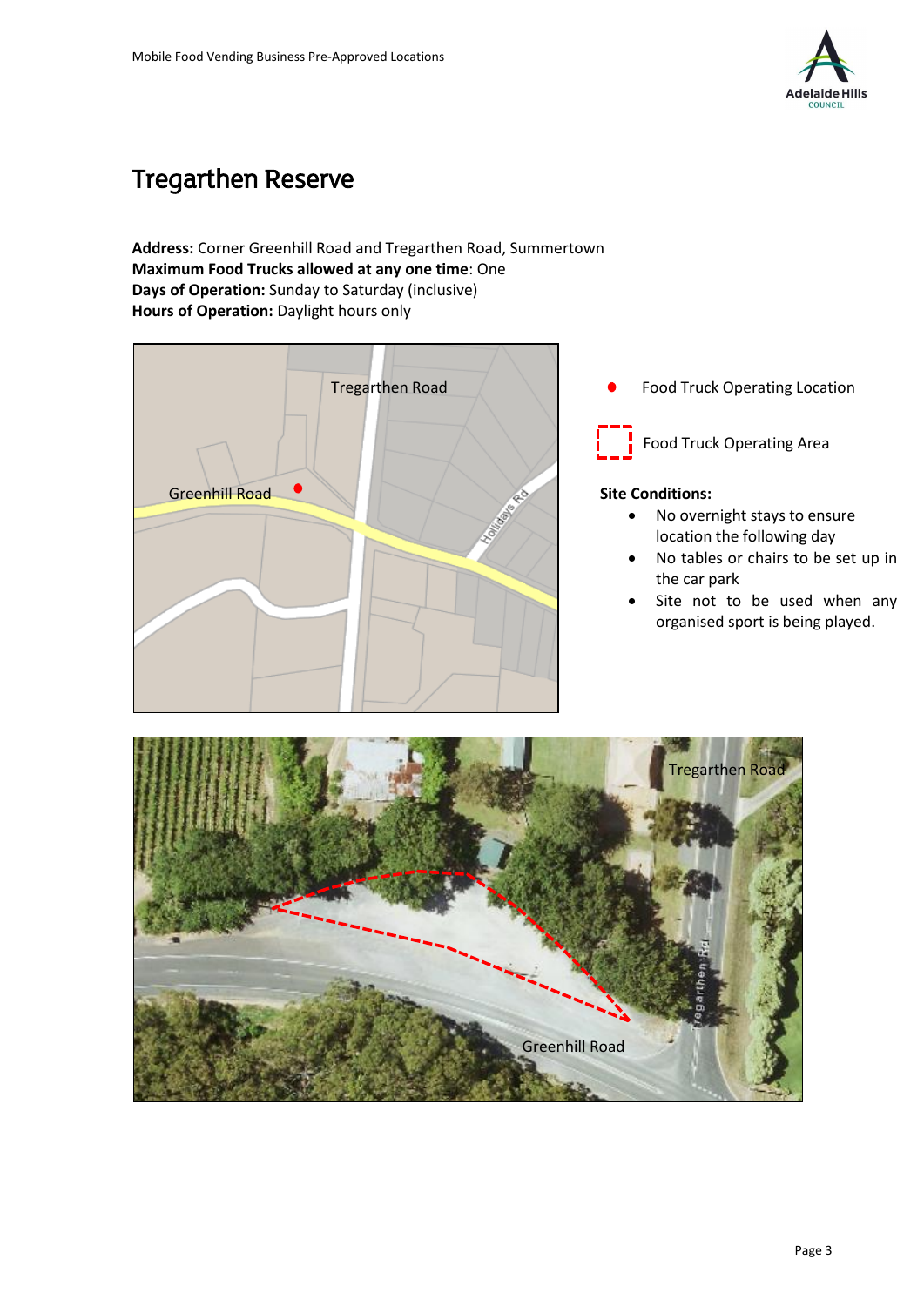# Tregarthen Reserve

**Address:** Corner Greenhill Road and Tregarthen Road, Summertown
**Maximum Food Trucks allowed at any one time**: One
**Days of Operation:** Sunday to Saturday (inclusive)
**Hours of Operation:** Daylight hours only

Food Truck Operating Location

Food Truck Operating Area

**Site Conditions:**

- No overnight stays to ensure location the following day
- No tables or chairs to be set up in the car park
- Site not to be used when any organised sport is being played.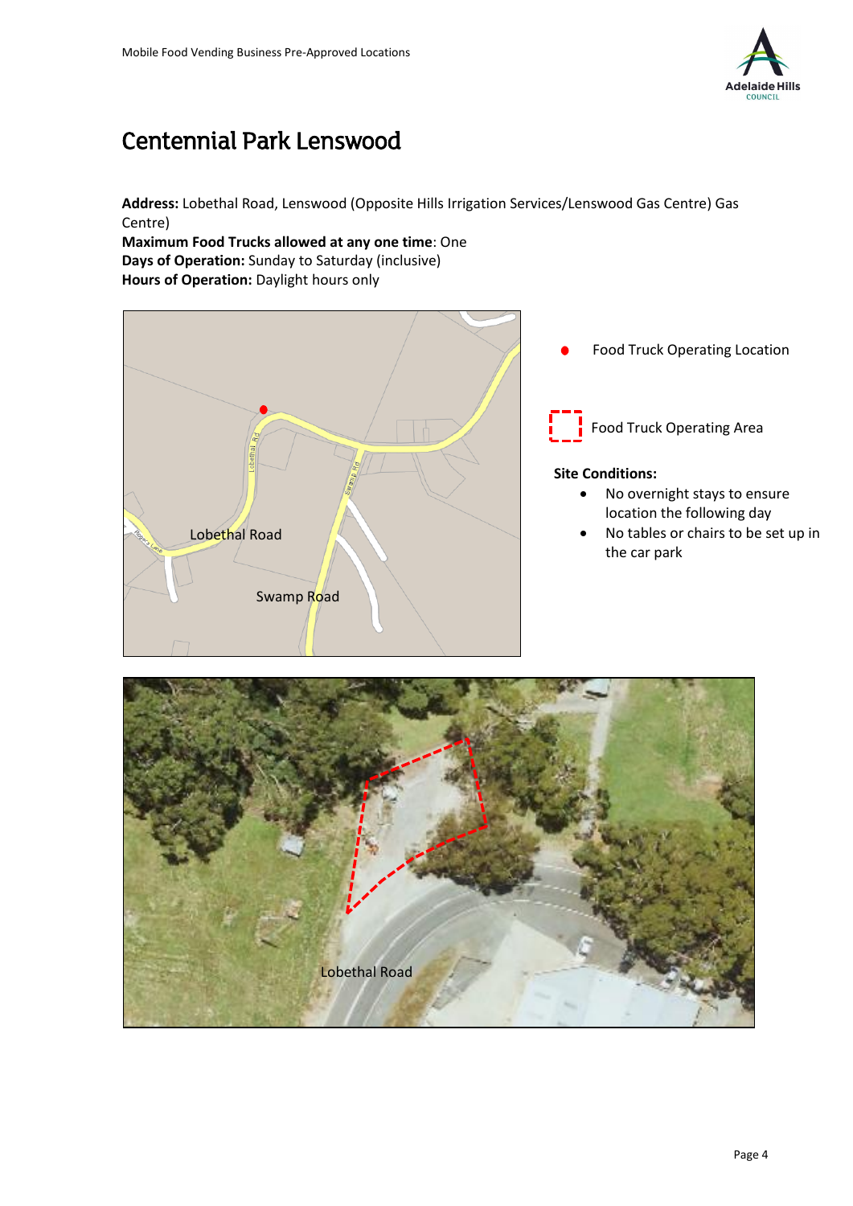# Centennial Park Lenswood

**Address:** Lobethal Road, Lenswood (Opposite Hills Irrigation Services/Lenswood Gas Centre) Gas Centre)
**Maximum Food Trucks allowed at any one time**: One
**Days of Operation:** Sunday to Saturday (inclusive)
**Hours of Operation:** Daylight hours only

Food Truck Operating Location

Food Truck Operating Area

**Site Conditions:**

- No overnight stays to ensure location the following day
- No tables or chairs to be set up in the car park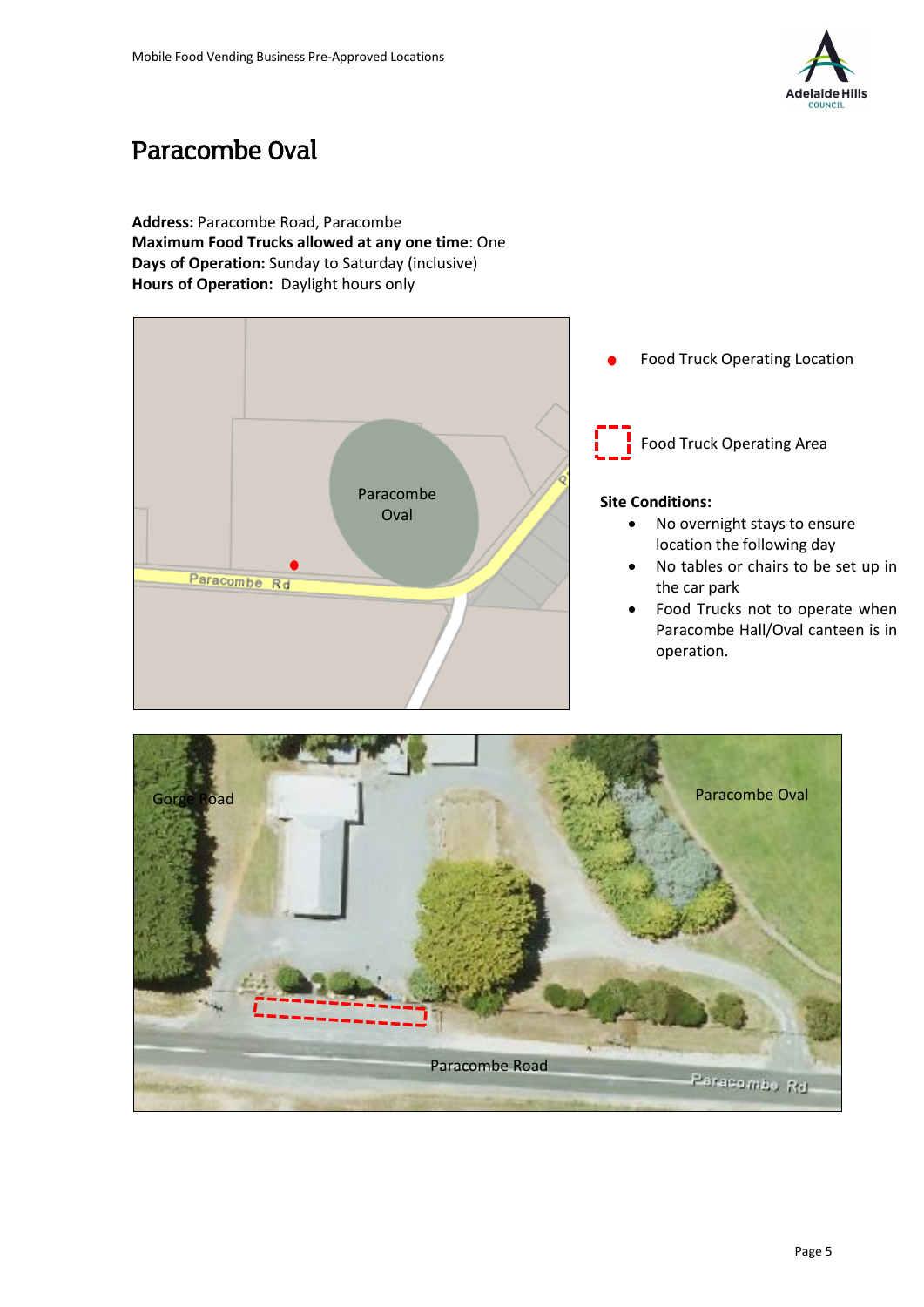# Paracombe Oval

**Address:** Paracombe Road, Paracombe
**Maximum Food Trucks allowed at any one time**: One
**Days of Operation:** Sunday to Saturday (inclusive)
**Hours of Operation:** Daylight hours only

Food Truck Operating Location

Food Truck Operating Area

**Site Conditions:**

- No overnight stays to ensure location the following day
- No tables or chairs to be set up in the car park
- Food Trucks not to operate when Paracombe Hall/Oval canteen is in operation.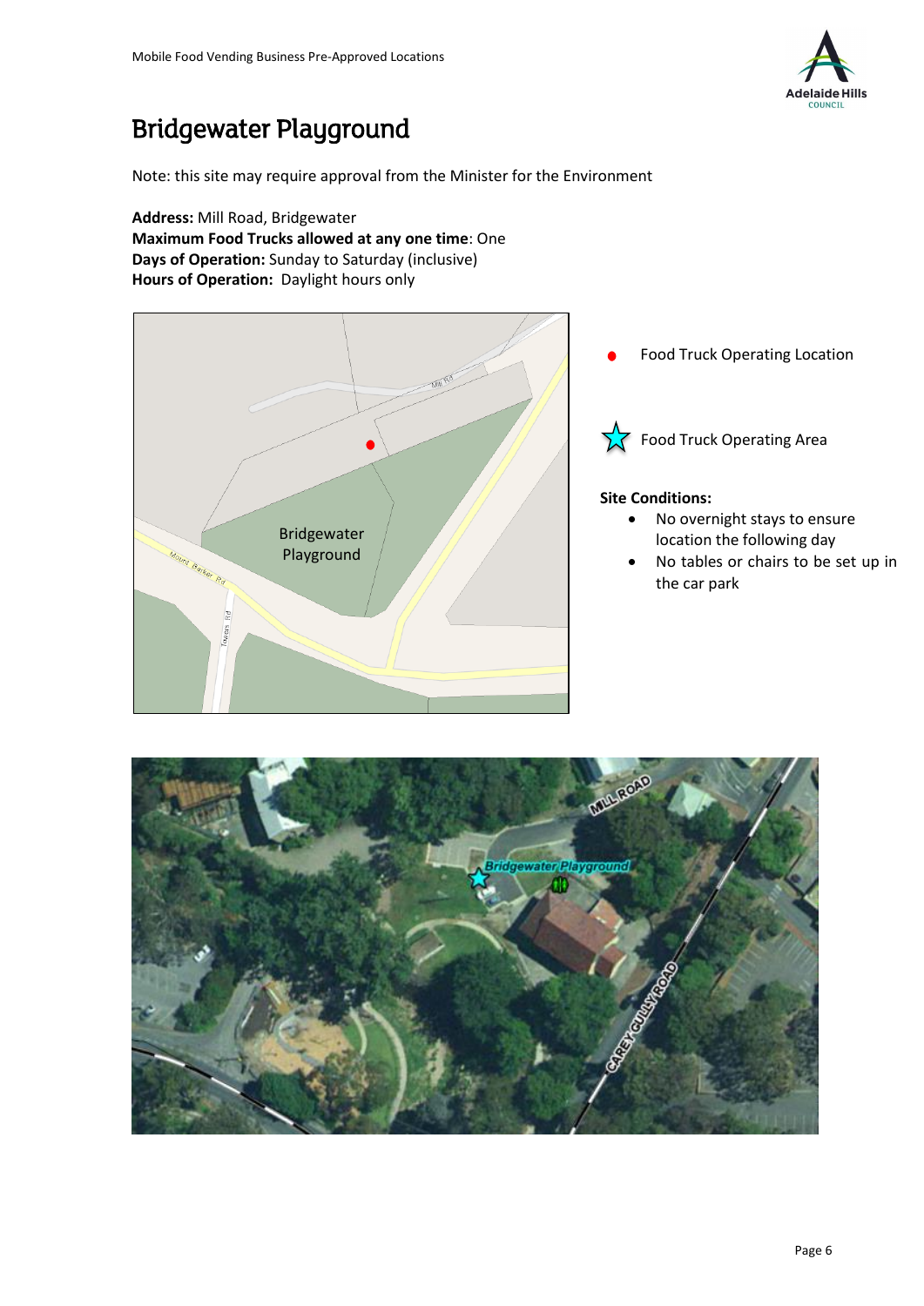# Bridgewater Playground

Note: this site may require approval from the Minister for the Environment

**Address:** Mill Road, Bridgewater
**Maximum Food Trucks allowed at any one time**: One
**Days of Operation:** Sunday to Saturday (inclusive)
**Hours of Operation:** Daylight hours only

Food Truck Operating Location

Food Truck Operating Area

**Site Conditions:**

- No overnight stays to ensure location the following day
- No tables or chairs to be set up in the car park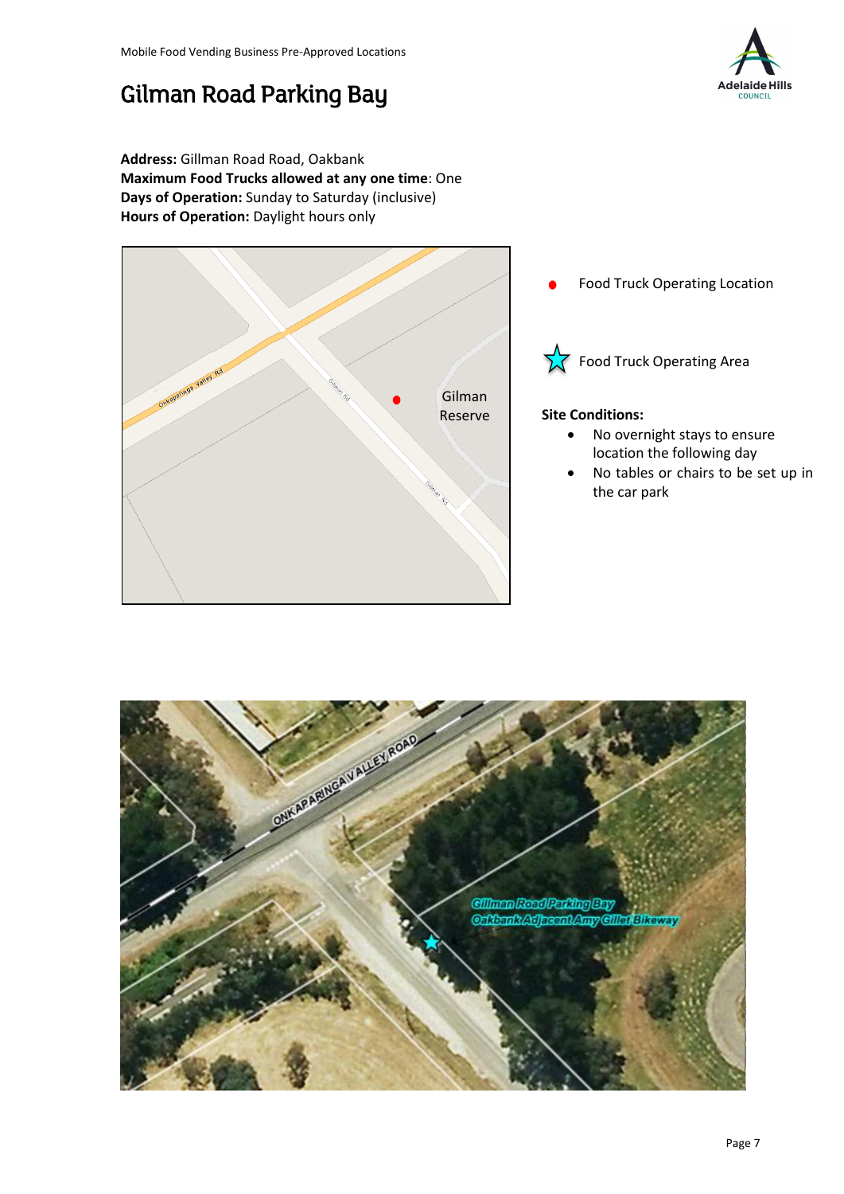# Gilman Road Parking Bay

**Address:** Gillman Road Road, Oakbank
**Maximum Food Trucks allowed at any one time**: One
**Days of Operation:** Sunday to Saturday (inclusive)
**Hours of Operation:** Daylight hours only

Food Truck Operating Location

Food Truck Operating Area

**Site Conditions:**

- No overnight stays to ensure location the following day
- No tables or chairs to be set up in the car park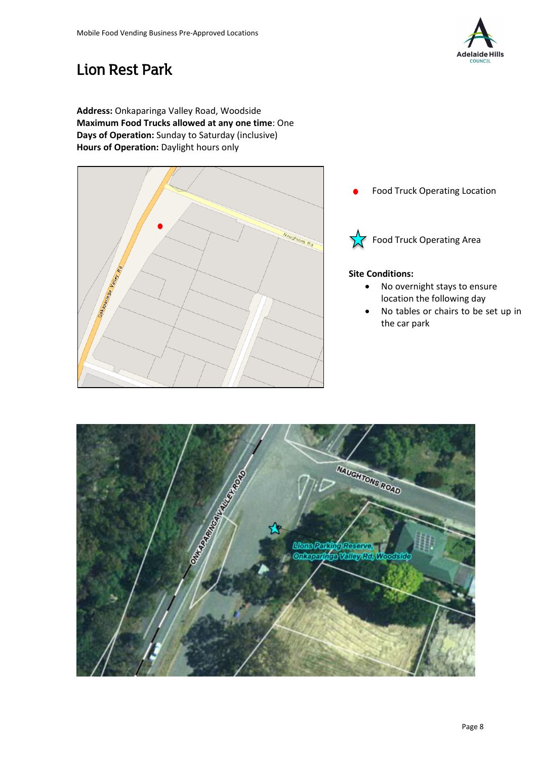# Lion Rest Park

**Address:** Onkaparinga Valley Road, Woodside
**Maximum Food Trucks allowed at any one time**: One
**Days of Operation:** Sunday to Saturday (inclusive)
**Hours of Operation:** Daylight hours only

Food Truck Operating Location

Food Truck Operating Area

**Site Conditions:**

- No overnight stays to ensure location the following day
- No tables or chairs to be set up in the car park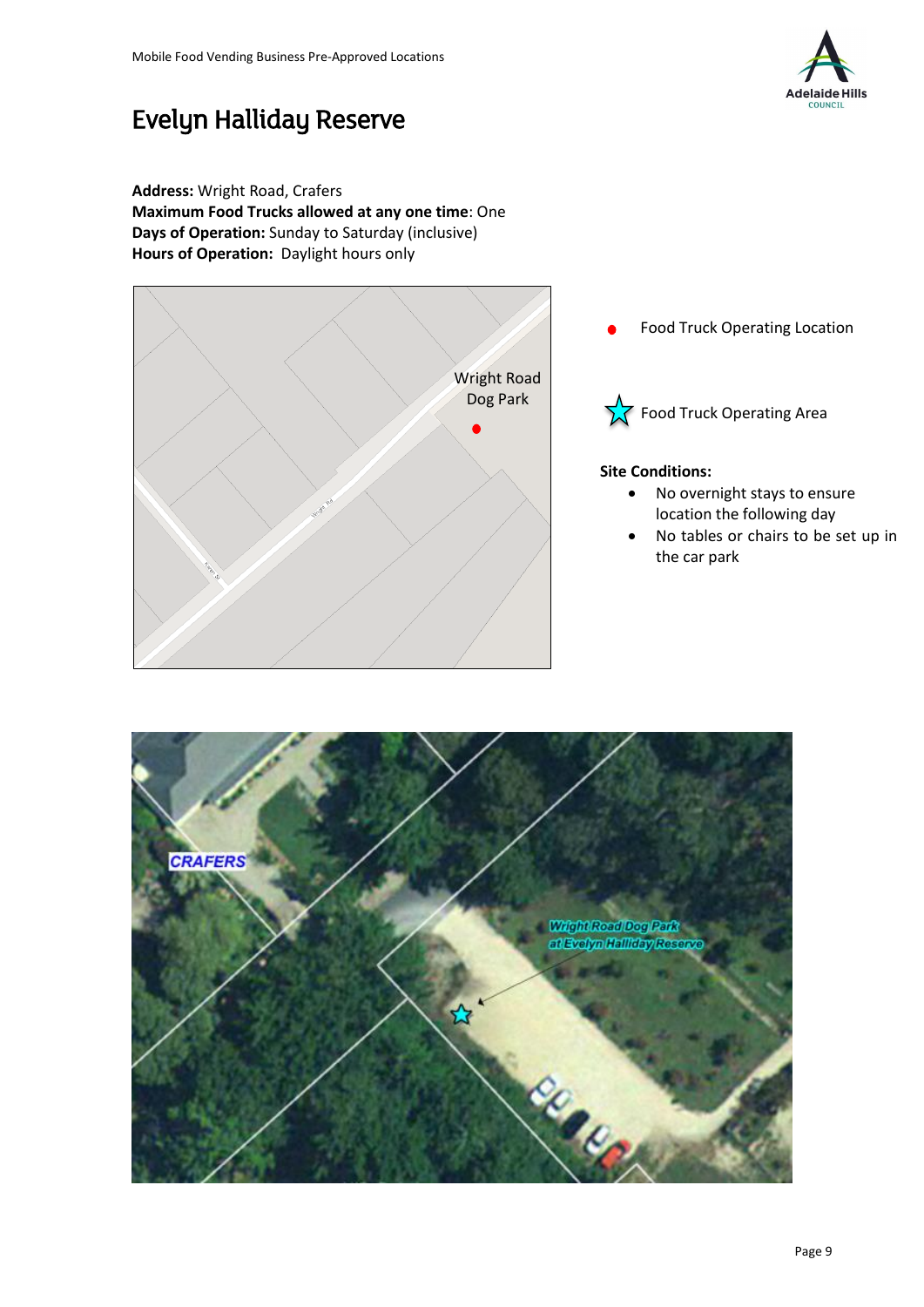# Evelyn Halliday Reserve

**Address:** Wright Road, Crafers
**Maximum Food Trucks allowed at any one time**: One
**Days of Operation:** Sunday to Saturday (inclusive)
**Hours of Operation:** Daylight hours only

Wright Road Dog Park

Food Truck Operating Location

Food Truck Operating Area

**Site Conditions:**

- No overnight stays to ensure location the following day
- No tables or chairs to be set up in the car park

CRAFERS

Wright Road Dog Park at Evelyn Halliday Reserve